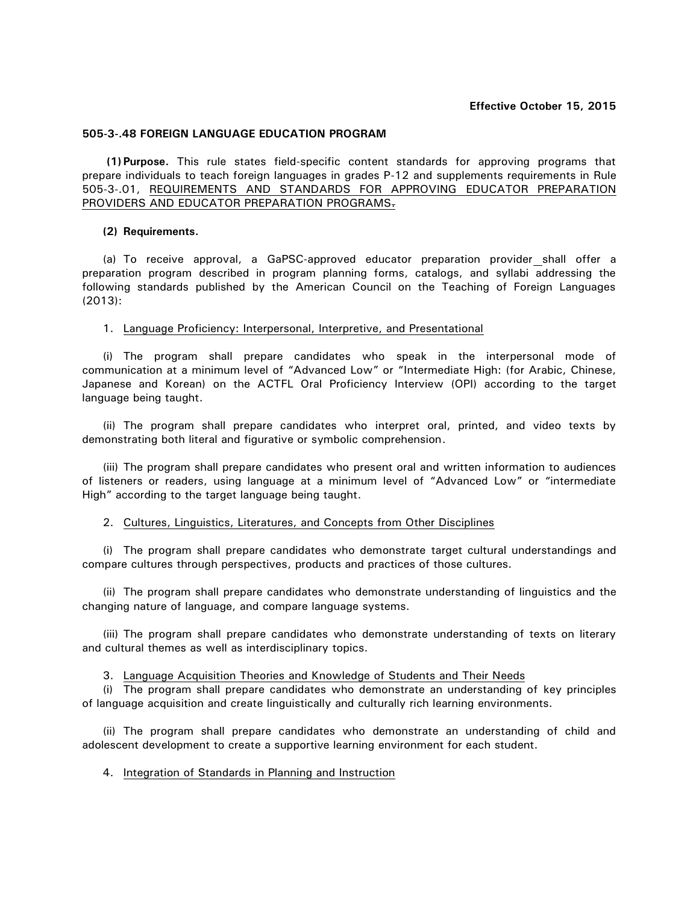**Effective October 15, 2015**

**505-3-.48 FOREIGN LANGUAGE EDUCATION PROGRAM**

**(1) Purpose.** This rule states field-specific content standards for approving programs that prepare individuals to teach foreign languages in grades P-12 and supplements requirements in Rule 505-3-.01, REQUIREMENTS AND STANDARDS FOR APPROVING EDUCATOR PREPARATION PROVIDERS AND EDUCATOR PREPARATION PROGRAMS.

**(2) Requirements.**

(a) To receive approval, a GaPSC-approved educator preparation provider shall offer a preparation program described in program planning forms, catalogs, and syllabi addressing the following standards published by the American Council on the Teaching of Foreign Languages (2013):

1. Language Proficiency: Interpersonal, Interpretive, and Presentational

(i) The program shall prepare candidates who speak in the interpersonal mode of communication at a minimum level of “Advanced Low” or “Intermediate High: (for Arabic, Chinese, Japanese and Korean) on the ACTFL Oral Proficiency Interview (OPI) according to the target language being taught.

(ii) The program shall prepare candidates who interpret oral, printed, and video texts by demonstrating both literal and figurative or symbolic comprehension.

(iii) The program shall prepare candidates who present oral and written information to audiences of listeners or readers, using language at a minimum level of “Advanced Low” or “intermediate High” according to the target language being taught.

2. Cultures, Linguistics, Literatures, and Concepts from Other Disciplines

(i) The program shall prepare candidates who demonstrate target cultural understandings and compare cultures through perspectives, products and practices of those cultures.

(ii) The program shall prepare candidates who demonstrate understanding of linguistics and the changing nature of language, and compare language systems.

(iii) The program shall prepare candidates who demonstrate understanding of texts on literary and cultural themes as well as interdisciplinary topics.

3. Language Acquisition Theories and Knowledge of Students and Their Needs

(i) The program shall prepare candidates who demonstrate an understanding of key principles of language acquisition and create linguistically and culturally rich learning environments.

(ii) The program shall prepare candidates who demonstrate an understanding of child and adolescent development to create a supportive learning environment for each student.

4. Integration of Standards in Planning and Instruction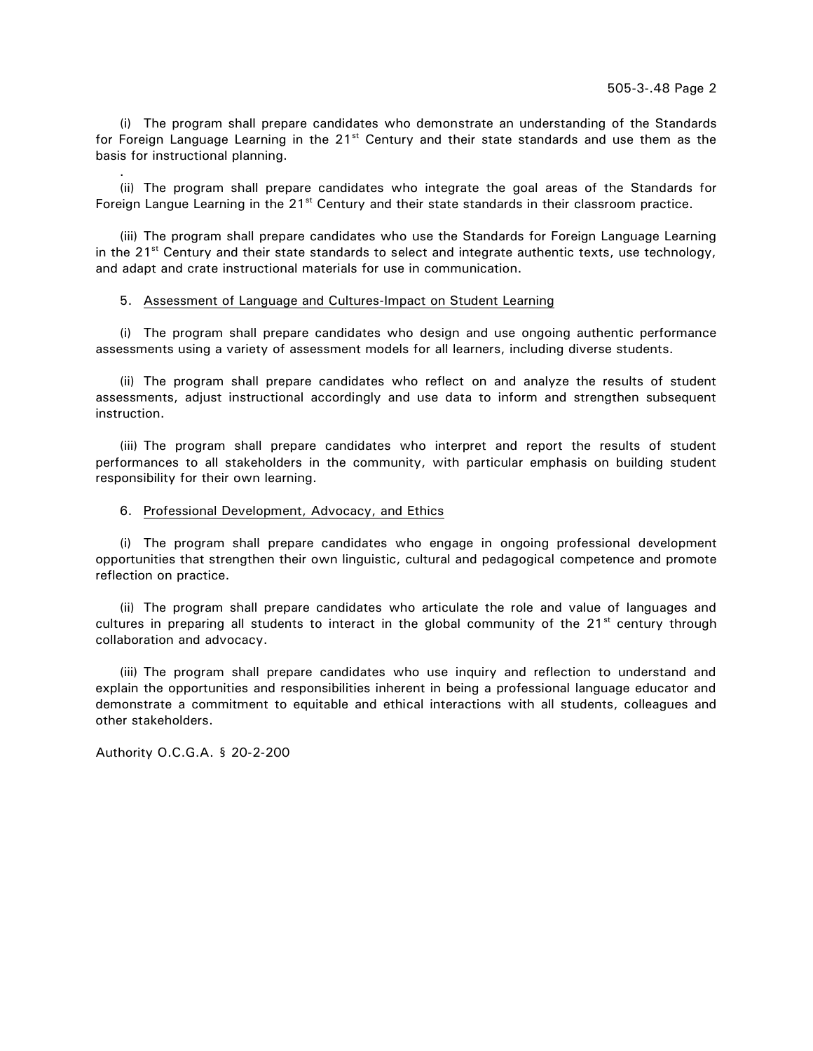(i) The program shall prepare candidates who demonstrate an understanding of the Standards for Foreign Language Learning in the 21st Century and their state standards and use them as the basis for instructional planning.

.

(ii) The program shall prepare candidates who integrate the goal areas of the Standards for Foreign Langue Learning in the 21st Century and their state standards in their classroom practice.

(iii) The program shall prepare candidates who use the Standards for Foreign Language Learning in the 21st Century and their state standards to select and integrate authentic texts, use technology, and adapt and crate instructional materials for use in communication.

5. Assessment of Language and Cultures-Impact on Student Learning

(i) The program shall prepare candidates who design and use ongoing authentic performance assessments using a variety of assessment models for all learners, including diverse students.

(ii) The program shall prepare candidates who reflect on and analyze the results of student assessments, adjust instructional accordingly and use data to inform and strengthen subsequent instruction.

(iii) The program shall prepare candidates who interpret and report the results of student performances to all stakeholders in the community, with particular emphasis on building student responsibility for their own learning.

6. Professional Development, Advocacy, and Ethics

(i) The program shall prepare candidates who engage in ongoing professional development opportunities that strengthen their own linguistic, cultural and pedagogical competence and promote reflection on practice.

(ii) The program shall prepare candidates who articulate the role and value of languages and cultures in preparing all students to interact in the global community of the 21st century through collaboration and advocacy.

(iii) The program shall prepare candidates who use inquiry and reflection to understand and explain the opportunities and responsibilities inherent in being a professional language educator and demonstrate a commitment to equitable and ethical interactions with all students, colleagues and other stakeholders.

Authority O.C.G.A. § 20-2-200